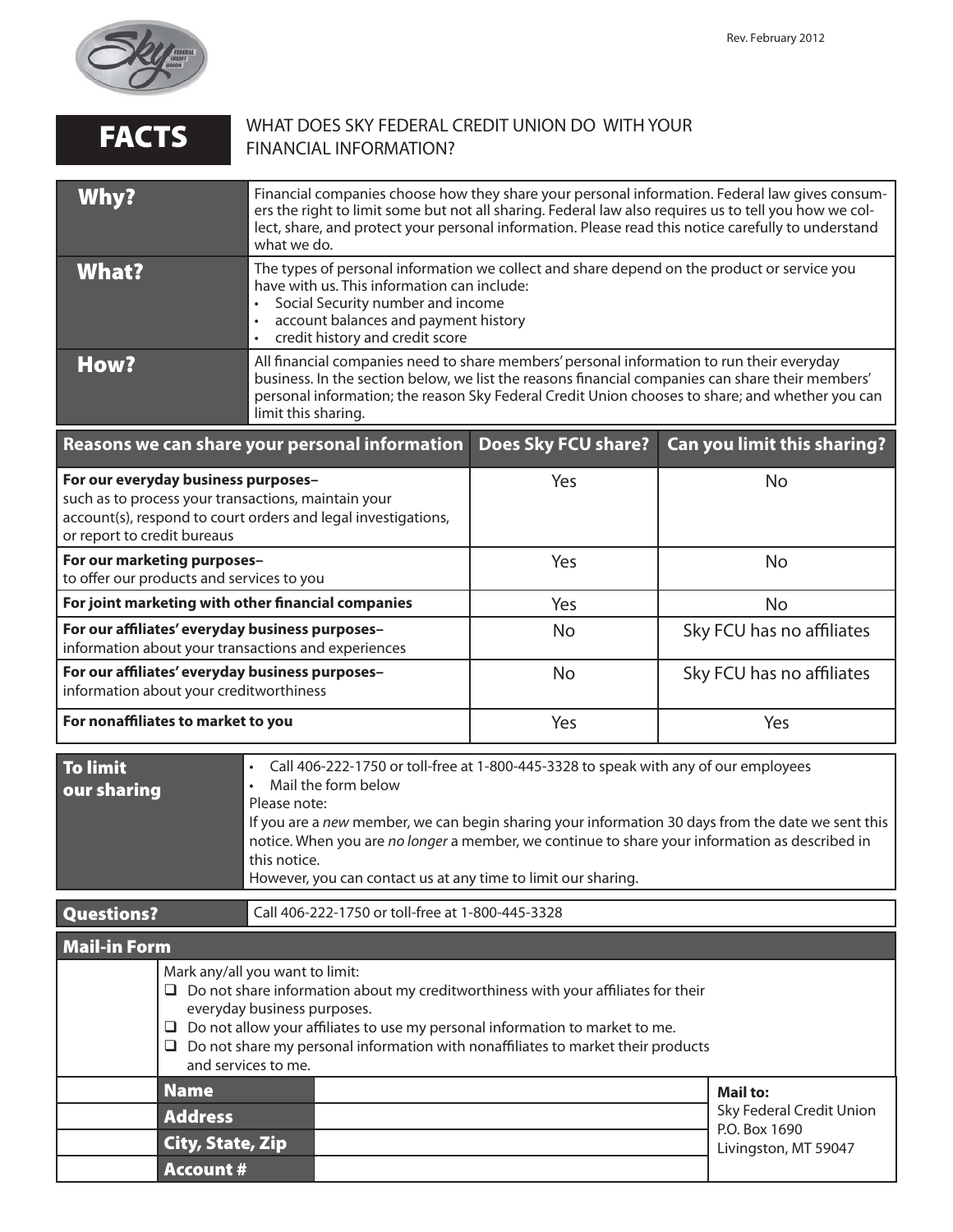Rev. February 2012

# FACTS

WHAT DOES SKY FEDERAL CREDIT UNION DO WITH YOUR FINANCIAL INFORMATION?

| | |
|---|---|
| **Why?** | Financial companies choose how they share your personal information. Federal law gives consumers the right to limit some but not all sharing. Federal law also requires us to tell you how we collect, share, and protect your personal information. Please read this notice carefully to understand what we do. |
| **What?** | The types of personal information we collect and share depend on the product or service you have with us. This information can include:<br>• Social Security number and income<br>• account balances and payment history<br>• credit history and credit score |
| **How?** | All financial companies need to share members' personal information to run their everyday business. In the section below, we list the reasons financial companies can share their members' personal information; the reason Sky Federal Credit Union chooses to share; and whether you can limit this sharing. |

| Reasons we can share your personal information | Does Sky FCU share? | Can you limit this sharing? |
|---|---|---|
| **For our everyday business purposes–** such as to process your transactions, maintain your account(s), respond to court orders and legal investigations, or report to credit bureaus | Yes | No |
| **For our marketing purposes–** to offer our products and services to you | Yes | No |
| **For joint marketing with other financial companies** | Yes | No |
| **For our affiliates' everyday business purposes–** information about your transactions and experiences | No | Sky FCU has no affiliates |
| **For our affiliates' everyday business purposes–** information about your creditworthiness | No | Sky FCU has no affiliates |
| **For nonaffiliates to market to you** | Yes | Yes |

| | |
|---|---|
| **To limit our sharing** | • Call 406-222-1750 or toll-free at 1-800-445-3328 to speak with any of our employees<br>• Mail the form below<br>Please note:<br>If you are a *new* member, we can begin sharing your information 30 days from the date we sent this notice. When you are *no longer* a member, we continue to share your information as described in this notice.<br>However, you can contact us at any time to limit our sharing. |
| **Questions?** | Call 406-222-1750 or toll-free at 1-800-445-3328 |

## Mail-in Form

Mark any/all you want to limit:

- ☐ Do not share information about my creditworthiness with your affiliates for their everyday business purposes.
- ☐ Do not allow your affiliates to use my personal information to market to me.
- ☐ Do not share my personal information with nonaffiliates to market their products and services to me.

| | | |
|---|---|---|
| **Name** | | **Mail to:**<br>Sky Federal Credit Union<br>P.O. Box 1690<br>Livingston, MT 59047 |
| **Address** | | |
| **City, State, Zip** | | |
| **Account #** | | |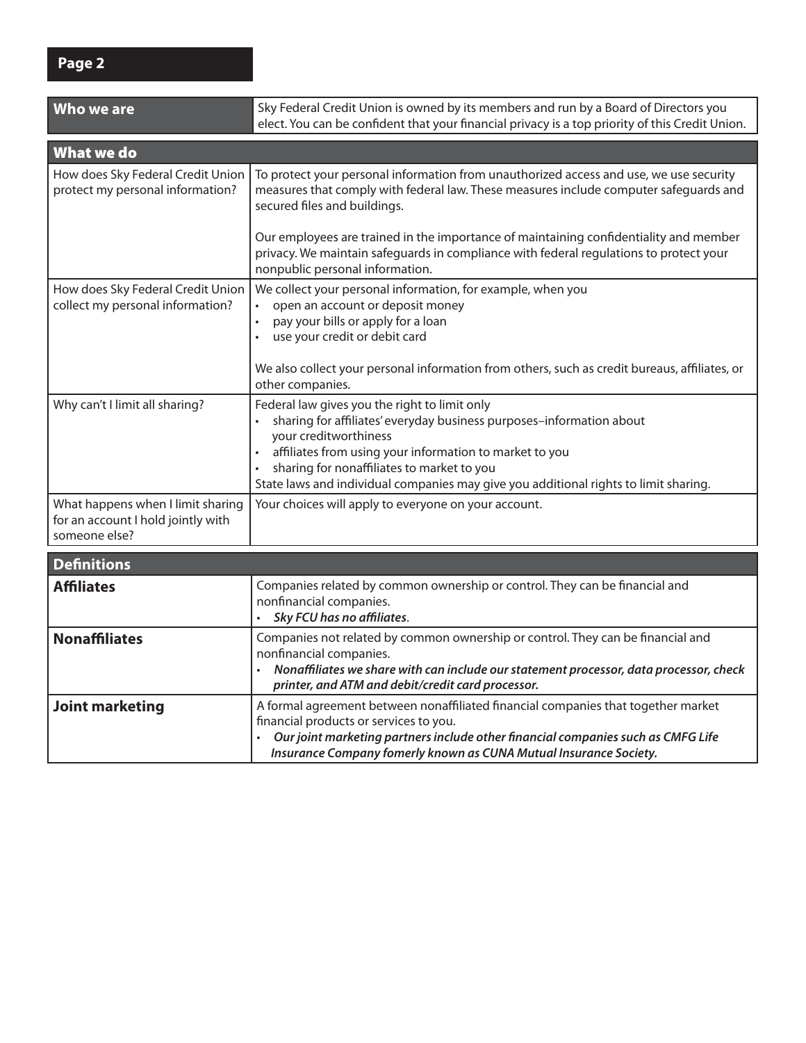| Who we are | Sky Federal Credit Union is owned by its members and run by a Board of Directors you elect. You can be confident that your financial privacy is a top priority of this Credit Union. |
|---|---|

| What we do | |
|---|---|
| How does Sky Federal Credit Union protect my personal information? | To protect your personal information from unauthorized access and use, we use security measures that comply with federal law. These measures include computer safeguards and secured files and buildings.<br><br>Our employees are trained in the importance of maintaining confidentiality and member privacy. We maintain safeguards in compliance with federal regulations to protect your nonpublic personal information. |
| How does Sky Federal Credit Union collect my personal information? | We collect your personal information, for example, when you<br>• open an account or deposit money<br>• pay your bills or apply for a loan<br>• use your credit or debit card<br><br>We also collect your personal information from others, such as credit bureaus, affiliates, or other companies. |
| Why can't I limit all sharing? | Federal law gives you the right to limit only<br>• sharing for affiliates' everyday business purposes–information about your creditworthiness<br>• affiliates from using your information to market to you<br>• sharing for nonaffiliates to market to you<br>State laws and individual companies may give you additional rights to limit sharing. |
| What happens when I limit sharing for an account I hold jointly with someone else? | Your choices will apply to everyone on your account. |

| Definitions | |
|---|---|
| **Affiliates** | Companies related by common ownership or control. They can be financial and nonfinancial companies.<br>• ***Sky FCU has no affiliates***. |
| **Nonaffiliates** | Companies not related by common ownership or control. They can be financial and nonfinancial companies.<br>• ***Nonaffiliates we share with can include our statement processor, data processor, check printer, and ATM and debit/credit card processor.*** |
| **Joint marketing** | A formal agreement between nonaffiliated financial companies that together market financial products or services to you.<br>• ***Our joint marketing partners include other financial companies such as CMFG Life Insurance Company fomerly known as CUNA Mutual Insurance Society.*** |